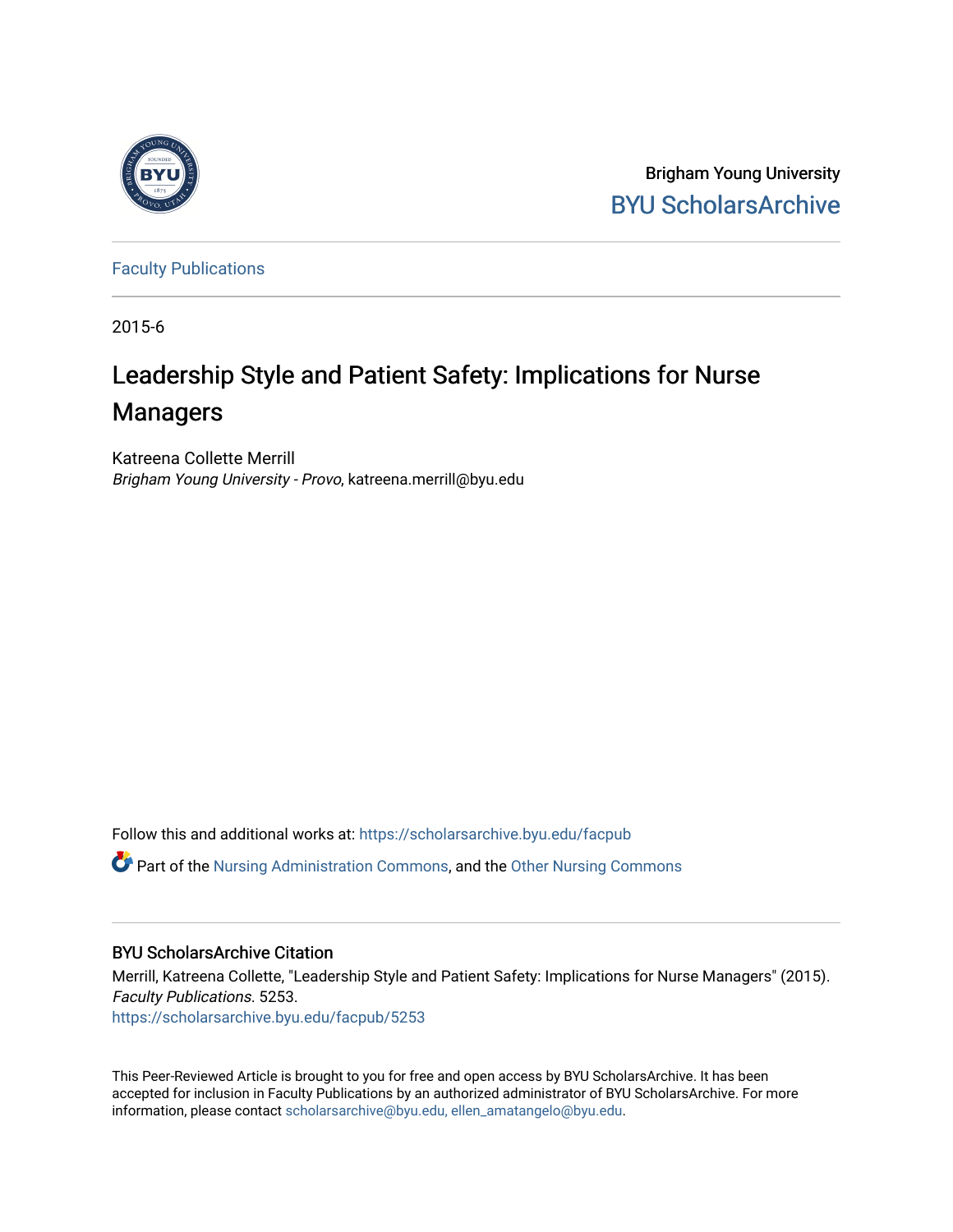Brigham Young University

BYU ScholarsArchive

Faculty Publications

2015-6

# Leadership Style and Patient Safety: Implications for Nurse Managers

Katreena Collette Merrill
*Brigham Young University - Provo*, katreena.merrill@byu.edu

Follow this and additional works at: https://scholarsarchive.byu.edu/facpub

Part of the Nursing Administration Commons, and the Other Nursing Commons

## BYU ScholarsArchive Citation

Merrill, Katreena Collette, "Leadership Style and Patient Safety: Implications for Nurse Managers" (2015). *Faculty Publications*. 5253.
https://scholarsarchive.byu.edu/facpub/5253

This Peer-Reviewed Article is brought to you for free and open access by BYU ScholarsArchive. It has been accepted for inclusion in Faculty Publications by an authorized administrator of BYU ScholarsArchive. For more information, please contact scholarsarchive@byu.edu, ellen_amatangelo@byu.edu.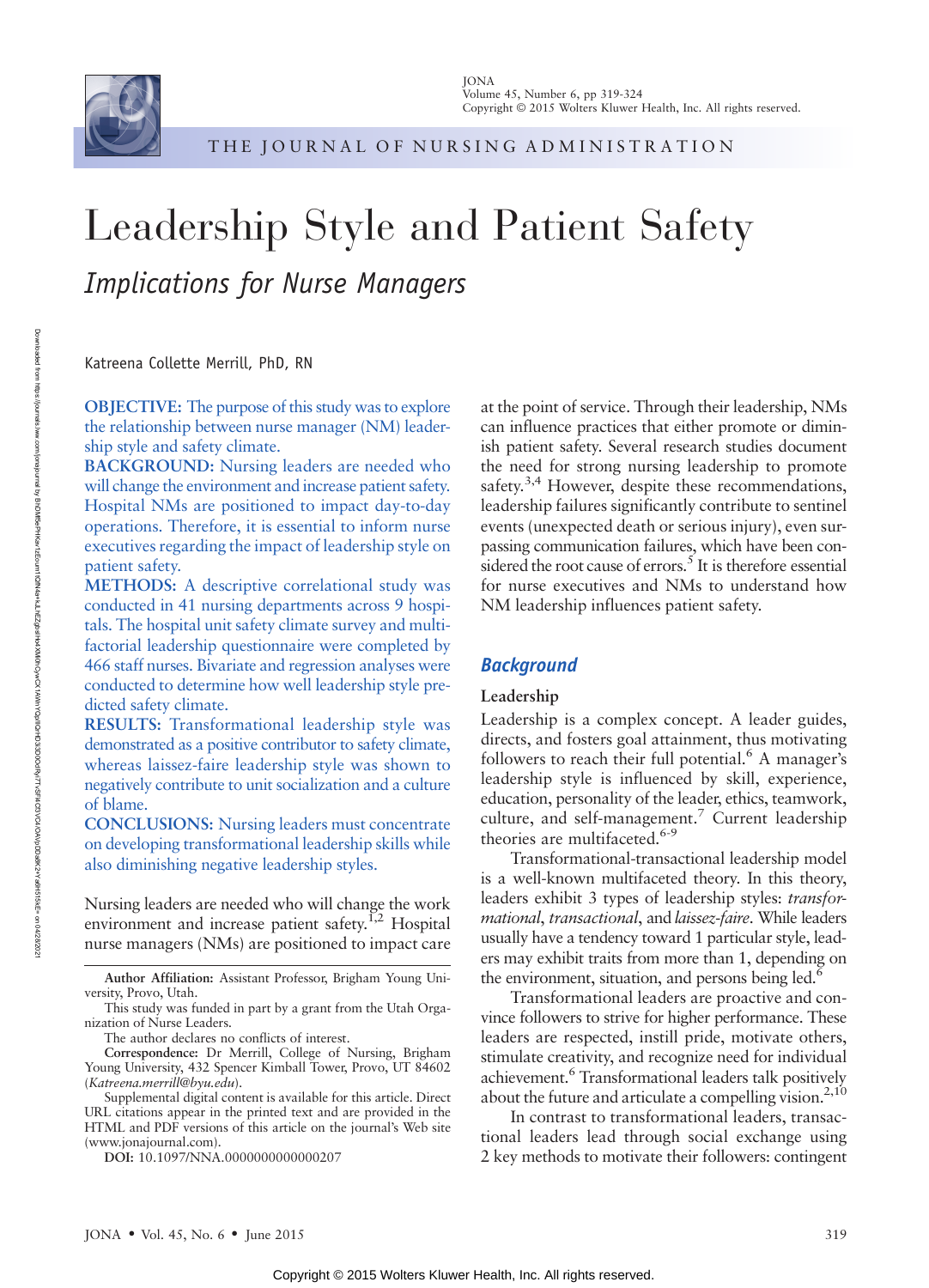# Leadership Style and Patient Safety

## *Implications for Nurse Managers*

Katreena Collette Merrill, PhD, RN

**OBJECTIVE:** The purpose of this study was to explore the relationship between nurse manager (NM) leadership style and safety climate.
**BACKGROUND:** Nursing leaders are needed who will change the environment and increase patient safety. Hospital NMs are positioned to impact day-to-day operations. Therefore, it is essential to inform nurse executives regarding the impact of leadership style on patient safety.
**METHODS:** A descriptive correlational study was conducted in 41 nursing departments across 9 hospitals. The hospital unit safety climate survey and multifactorial leadership questionnaire were completed by 466 staff nurses. Bivariate and regression analyses were conducted to determine how well leadership style predicted safety climate.
**RESULTS:** Transformational leadership style was demonstrated as a positive contributor to safety climate, whereas laissez-faire leadership style was shown to negatively contribute to unit socialization and a culture of blame.
**CONCLUSIONS:** Nursing leaders must concentrate on developing transformational leadership skills while also diminishing negative leadership styles.

Nursing leaders are needed who will change the work environment and increase patient safety.[1,2] Hospital nurse managers (NMs) are positioned to impact care at the point of service. Through their leadership, NMs can influence practices that either promote or diminish patient safety. Several research studies document the need for strong nursing leadership to promote safety.[3,4] However, despite these recommendations, leadership failures significantly contribute to sentinel events (unexpected death or serious injury), even surpassing communication failures, which have been considered the root cause of errors.[5] It is therefore essential for nurse executives and NMs to understand how NM leadership influences patient safety.

**Author Affiliation:** Assistant Professor, Brigham Young University, Provo, Utah.

This study was funded in part by a grant from the Utah Organization of Nurse Leaders.

The author declares no conflicts of interest.

**Correspondence:** Dr Merrill, College of Nursing, Brigham Young University, 432 Spencer Kimball Tower, Provo, UT 84602 (*Katreena.merrill@byu.edu*).

Supplemental digital content is available for this article. Direct URL citations appear in the printed text and are provided in the HTML and PDF versions of this article on the journal's Web site (www.jonajournal.com).

**DOI:** 10.1097/NNA.0000000000000207

## Background

### Leadership

Leadership is a complex concept. A leader guides, directs, and fosters goal attainment, thus motivating followers to reach their full potential.[6] A manager's leadership style is influenced by skill, experience, education, personality of the leader, ethics, teamwork, culture, and self-management.[7] Current leadership theories are multifaceted.[6-9]

Transformational-transactional leadership model is a well-known multifaceted theory. In this theory, leaders exhibit 3 types of leadership styles: *transformational*, *transactional*, and *laissez-faire*. While leaders usually have a tendency toward 1 particular style, leaders may exhibit traits from more than 1, depending on the environment, situation, and persons being led.[6]

Transformational leaders are proactive and convince followers to strive for higher performance. These leaders are respected, instill pride, motivate others, stimulate creativity, and recognize need for individual achievement.[6] Transformational leaders talk positively about the future and articulate a compelling vision.[2,10]

In contrast to transformational leaders, transactional leaders lead through social exchange using 2 key methods to motivate their followers: contingent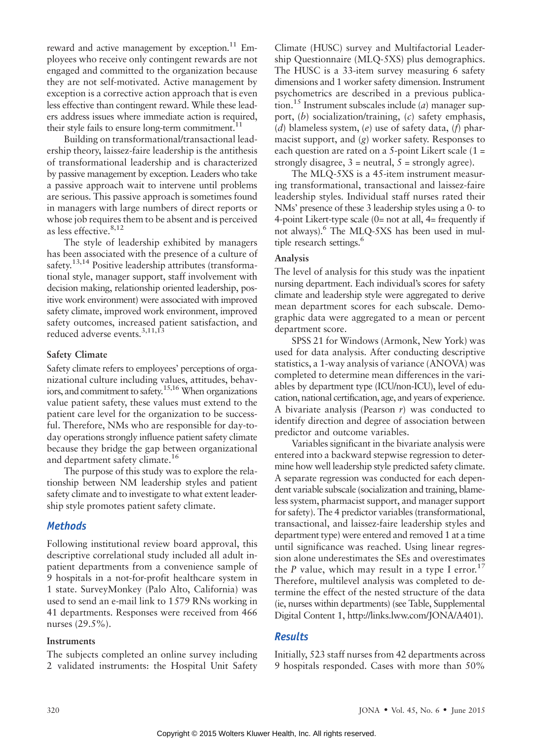reward and active management by exception.[11] Employees who receive only contingent rewards are not engaged and committed to the organization because they are not self-motivated. Active management by exception is a corrective action approach that is even less effective than contingent reward. While these leaders address issues where immediate action is required, their style fails to ensure long-term commitment.[11]

Building on transformational/transactional leadership theory, laissez-faire leadership is the antithesis of transformational leadership and is characterized by passive management by exception. Leaders who take a passive approach wait to intervene until problems are serious. This passive approach is sometimes found in managers with large numbers of direct reports or whose job requires them to be absent and is perceived as less effective.[8,12]

The style of leadership exhibited by managers has been associated with the presence of a culture of safety.[13,14] Positive leadership attributes (transformational style, manager support, staff involvement with decision making, relationship oriented leadership, positive work environment) were associated with improved safety climate, improved work environment, improved safety outcomes, increased patient satisfaction, and reduced adverse events.[3,11,13]

### Safety Climate

Safety climate refers to employees' perceptions of organizational culture including values, attitudes, behaviors, and commitment to safety.[15,16] When organizations value patient safety, these values must extend to the patient care level for the organization to be successful. Therefore, NMs who are responsible for day-to-day operations strongly influence patient safety climate because they bridge the gap between organizational and department safety climate.[16]

The purpose of this study was to explore the relationship between NM leadership styles and patient safety climate and to investigate to what extent leadership style promotes patient safety climate.

## Methods

Following institutional review board approval, this descriptive correlational study included all adult inpatient departments from a convenience sample of 9 hospitals in a not-for-profit healthcare system in 1 state. SurveyMonkey (Palo Alto, California) was used to send an e-mail link to 1579 RNs working in 41 departments. Responses were received from 466 nurses (29.5%).

### Instruments

The subjects completed an online survey including 2 validated instruments: the Hospital Unit Safety Climate (HUSC) survey and Multifactorial Leadership Questionnaire (MLQ-5XS) plus demographics. The HUSC is a 33-item survey measuring 6 safety dimensions and 1 worker safety dimension. Instrument psychometrics are described in a previous publication.[15] Instrument subscales include (*a*) manager support, (*b*) socialization/training, (*c*) safety emphasis, (*d*) blameless system, (*e*) use of safety data, (*f*) pharmacist support, and (*g*) worker safety. Responses to each question are rated on a 5-point Likert scale (1 = strongly disagree, 3 = neutral, 5 = strongly agree).

The MLQ-5XS is a 45-item instrument measuring transformational, transactional and laissez-faire leadership styles. Individual staff nurses rated their NMs' presence of these 3 leadership styles using a 0- to 4-point Likert-type scale (0= not at all, 4= frequently if not always).[6] The MLQ-5XS has been used in multiple research settings.[6]

### Analysis

The level of analysis for this study was the inpatient nursing department. Each individual's scores for safety climate and leadership style were aggregated to derive mean department scores for each subscale. Demographic data were aggregated to a mean or percent department score.

SPSS 21 for Windows (Armonk, New York) was used for data analysis. After conducting descriptive statistics, a 1-way analysis of variance (ANOVA) was completed to determine mean differences in the variables by department type (ICU/non-ICU), level of education, national certification, age, and years of experience. A bivariate analysis (Pearson *r*) was conducted to identify direction and degree of association between predictor and outcome variables.

Variables significant in the bivariate analysis were entered into a backward stepwise regression to determine how well leadership style predicted safety climate. A separate regression was conducted for each dependent variable subscale (socialization and training, blameless system, pharmacist support, and manager support for safety). The 4 predictor variables (transformational, transactional, and laissez-faire leadership styles and department type) were entered and removed 1 at a time until significance was reached. Using linear regression alone underestimates the SEs and overestimates the *P* value, which may result in a type I error.[17] Therefore, multilevel analysis was completed to determine the effect of the nested structure of the data (ie, nurses within departments) (see Table, Supplemental Digital Content 1, http://links.lww.com/JONA/A401).

## Results

Initially, 523 staff nurses from 42 departments across 9 hospitals responded. Cases with more than 50%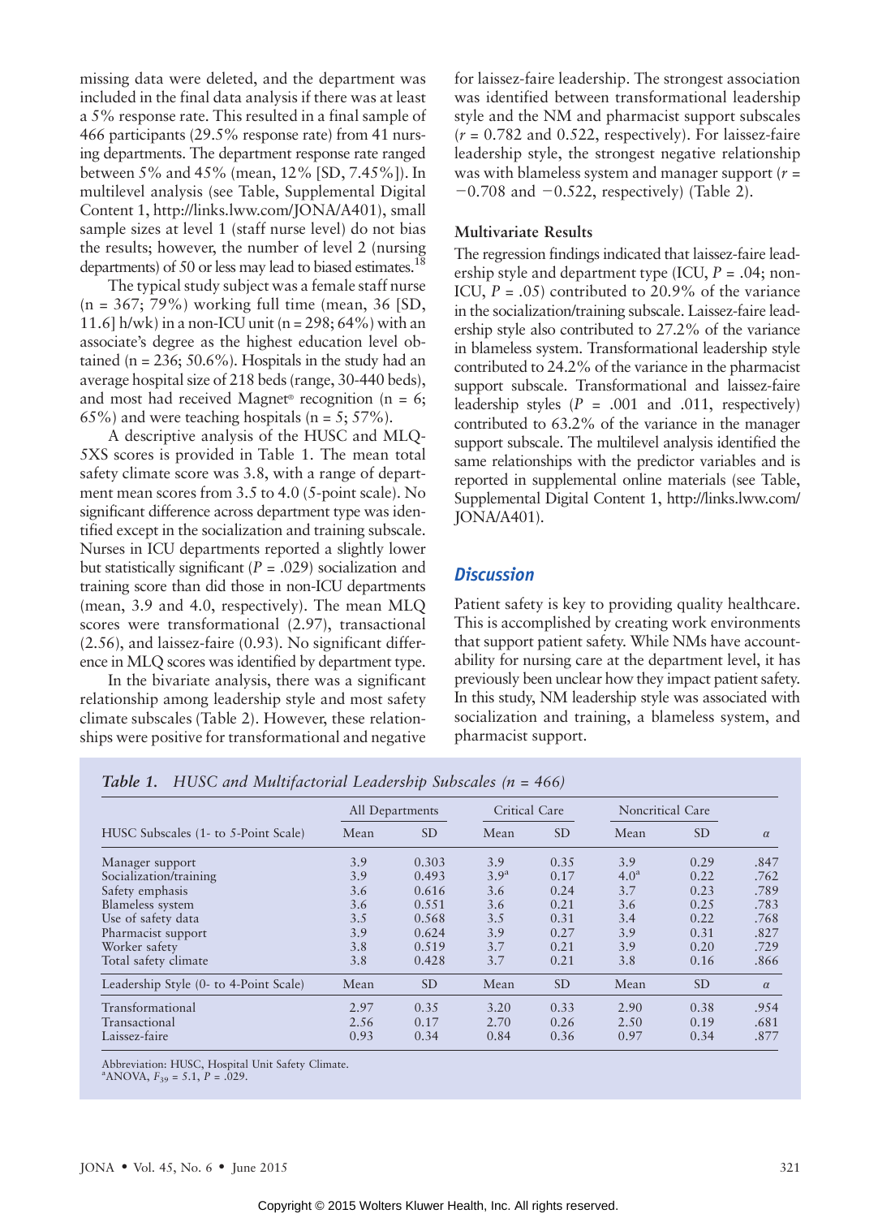missing data were deleted, and the department was included in the final data analysis if there was at least a 5% response rate. This resulted in a final sample of 466 participants (29.5% response rate) from 41 nursing departments. The department response rate ranged between 5% and 45% (mean, 12% [SD, 7.45%]). In multilevel analysis (see Table, Supplemental Digital Content 1, http://links.lww.com/JONA/A401), small sample sizes at level 1 (staff nurse level) do not bias the results; however, the number of level 2 (nursing departments) of 50 or less may lead to biased estimates.[18]

The typical study subject was a female staff nurse (n = 367; 79%) working full time (mean, 36 [SD, 11.6] h/wk) in a non-ICU unit (n = 298; 64%) with an associate's degree as the highest education level obtained (n = 236; 50.6%). Hospitals in the study had an average hospital size of 218 beds (range, 30-440 beds), and most had received Magnet® recognition (n = 6; 65%) and were teaching hospitals (n = 5; 57%).

A descriptive analysis of the HUSC and MLQ-5XS scores is provided in Table 1. The mean total safety climate score was 3.8, with a range of department mean scores from 3.5 to 4.0 (5-point scale). No significant difference across department type was identified except in the socialization and training subscale. Nurses in ICU departments reported a slightly lower but statistically significant ($P$ = .029) socialization and training score than did those in non-ICU departments (mean, 3.9 and 4.0, respectively). The mean MLQ scores were transformational (2.97), transactional (2.56), and laissez-faire (0.93). No significant difference in MLQ scores was identified by department type.

In the bivariate analysis, there was a significant relationship among leadership style and most safety climate subscales (Table 2). However, these relationships were positive for transformational and negative for laissez-faire leadership. The strongest association was identified between transformational leadership style and the NM and pharmacist support subscales ($r$ = 0.782 and 0.522, respectively). For laissez-faire leadership style, the strongest negative relationship was with blameless system and manager support ($r$ = −0.708 and −0.522, respectively) (Table 2).

### Multivariate Results

The regression findings indicated that laissez-faire leadership style and department type (ICU, $P$ = .04; non-ICU, $P$ = .05) contributed to 20.9% of the variance in the socialization/training subscale. Laissez-faire leadership style also contributed to 27.2% of the variance in blameless system. Transformational leadership style contributed to 24.2% of the variance in the pharmacist support subscale. Transformational and laissez-faire leadership styles ($P$ = .001 and .011, respectively) contributed to 63.2% of the variance in the manager support subscale. The multilevel analysis identified the same relationships with the predictor variables and is reported in supplemental online materials (see Table, Supplemental Digital Content 1, http://links.lww.com/JONA/A401).

## Discussion

Patient safety is key to providing quality healthcare. This is accomplished by creating work environments that support patient safety. While NMs have accountability for nursing care at the department level, it has previously been unclear how they impact patient safety. In this study, NM leadership style was associated with socialization and training, a blameless system, and pharmacist support.

*Table 1. HUSC and Multifactorial Leadership Subscales (n = 466)*

| | All Departments | | Critical Care | | Noncritical Care | | |
|---|---|---|---|---|---|---|---|
| HUSC Subscales (1- to 5-Point Scale) | Mean | SD | Mean | SD | Mean | SD | α |
| Manager support | 3.9 | 0.303 | 3.9 | 0.35 | 3.9 | 0.29 | .847 |
| Socialization/training | 3.9 | 0.493 | 3.9[a] | 0.17 | 4.0[a] | 0.22 | .762 |
| Safety emphasis | 3.6 | 0.616 | 3.6 | 0.24 | 3.7 | 0.23 | .789 |
| Blameless system | 3.6 | 0.551 | 3.6 | 0.21 | 3.6 | 0.25 | .783 |
| Use of safety data | 3.5 | 0.568 | 3.5 | 0.31 | 3.4 | 0.22 | .768 |
| Pharmacist support | 3.9 | 0.624 | 3.9 | 0.27 | 3.9 | 0.31 | .827 |
| Worker safety | 3.8 | 0.519 | 3.7 | 0.21 | 3.9 | 0.20 | .729 |
| Total safety climate | 3.8 | 0.428 | 3.7 | 0.21 | 3.8 | 0.16 | .866 |
| Leadership Style (0- to 4-Point Scale) | Mean | SD | Mean | SD | Mean | SD | α |
| Transformational | 2.97 | 0.35 | 3.20 | 0.33 | 2.90 | 0.38 | .954 |
| Transactional | 2.56 | 0.17 | 2.70 | 0.26 | 2.50 | 0.19 | .681 |
| Laissez-faire | 0.93 | 0.34 | 0.84 | 0.36 | 0.97 | 0.34 | .877 |

Abbreviation: HUSC, Hospital Unit Safety Climate.
[a]ANOVA, $F_{39}$ = 5.1, $P$ = .029.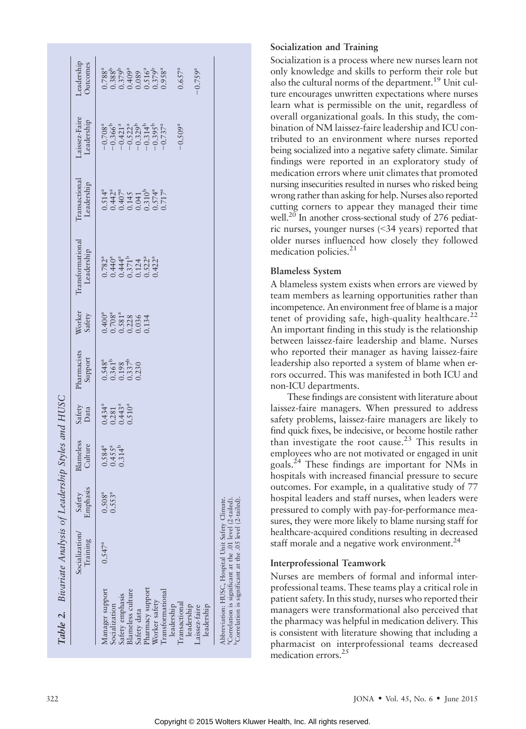**Table 2. Bivariate Analysis of Leadership Styles and HUSC**

| | Socialization/ Training | Safety Emphasis | Blameless Culture | Safety Data | Pharmacists Support | Worker Safety | Transformational Leadership | Transactional Leadership | Laissez-Faire Leadership | Leadership Outcomes |
|---|---|---|---|---|---|---|---|---|---|---|
| Manager support | 0.547[a] | 0.508[a] | 0.584[a] | 0.434[a] | 0.548[a] | 0.400[a] | 0.782[a] | 0.514[a] | −0.708[a] | 0.788[a] |
| Socialization | | 0.553[a] | 0.455[a] | 0.281 | 0.361[b] | 0.708[a] | 0.440[a] | 0.442[a] | −0.366[b] | 0.388[b] |
| Safety emphasis | | | 0.314[b] | 0.443[a] | 0.198 | 0.581[a] | 0.444[a] | 0.407[a] | −0.421[a] | 0.379[b] |
| Blameless culture | | | | 0.510[a] | 0.337[b] | 0.228 | 0.371[b] | 0.145 | −0.522[a] | 0.409[a] |
| Safety data | | | | | 0.230 | 0.036 | 0.124 | 0.041 | −0.329[b] | 0.089 |
| Pharmacy support | | | | | | 0.134 | 0.522[a] | 0.310[b] | −0.314[b] | 0.516[a] |
| Worker safety | | | | | | | 0.422[a] | 0.574[a] | −0.395[b] | 0.379[b] |
| Transformational leadership | | | | | | | | 0.717[a] | −0.737[a] | 0.958[a] |
| Transactional leadership | | | | | | | | | −0.509[a] | 0.657[a] |
| Laissez-faire leadership | | | | | | | | | | −0.759[a] |

Abbreviation: HUSC, Hospital Unit Safety Climate.
[a]Correlation is significant at the .01 level (2-tailed).
[b]Correlation is significant at the .05 level (2-tailed).

### Socialization and Training

Socialization is a process where new nurses learn not only knowledge and skills to perform their role but also the cultural norms of the department.[19] Unit culture encourages unwritten expectations where nurses learn what is permissible on the unit, regardless of overall organizational goals. In this study, the combination of NM laissez-faire leadership and ICU contributed to an environment where nurses reported being socialized into a negative safety climate. Similar findings were reported in an exploratory study of medication errors where unit climates that promoted nursing insecurities resulted in nurses who risked being wrong rather than asking for help. Nurses also reported cutting corners to appear they managed their time well.[20] In another cross-sectional study of 276 pediatric nurses, younger nurses (<34 years) reported that older nurses influenced how closely they followed medication policies.[21]

### Blameless System

A blameless system exists when errors are viewed by team members as learning opportunities rather than incompetence. An environment free of blame is a major tenet of providing safe, high-quality healthcare.[22] An important finding in this study is the relationship between laissez-faire leadership and blame. Nurses who reported their manager as having laissez-faire leadership also reported a system of blame when errors occurred. This was manifested in both ICU and non-ICU departments.

These findings are consistent with literature about laissez-faire managers. When pressured to address safety problems, laissez-faire managers are likely to find quick fixes, be indecisive, or become hostile rather than investigate the root cause.[23] This results in employees who are not motivated or engaged in unit goals.[24] These findings are important for NMs in hospitals with increased financial pressure to secure outcomes. For example, in a qualitative study of 77 hospital leaders and staff nurses, when leaders were pressured to comply with pay-for-performance measures, they were more likely to blame nursing staff for healthcare-acquired conditions resulting in decreased staff morale and a negative work environment.[24]

### Interprofessional Teamwork

Nurses are members of formal and informal interprofessional teams. These teams play a critical role in patient safety. In this study, nurses who reported their managers were transformational also perceived that the pharmacy was helpful in medication delivery. This is consistent with literature showing that including a pharmacist on interprofessional teams decreased medication errors.[25]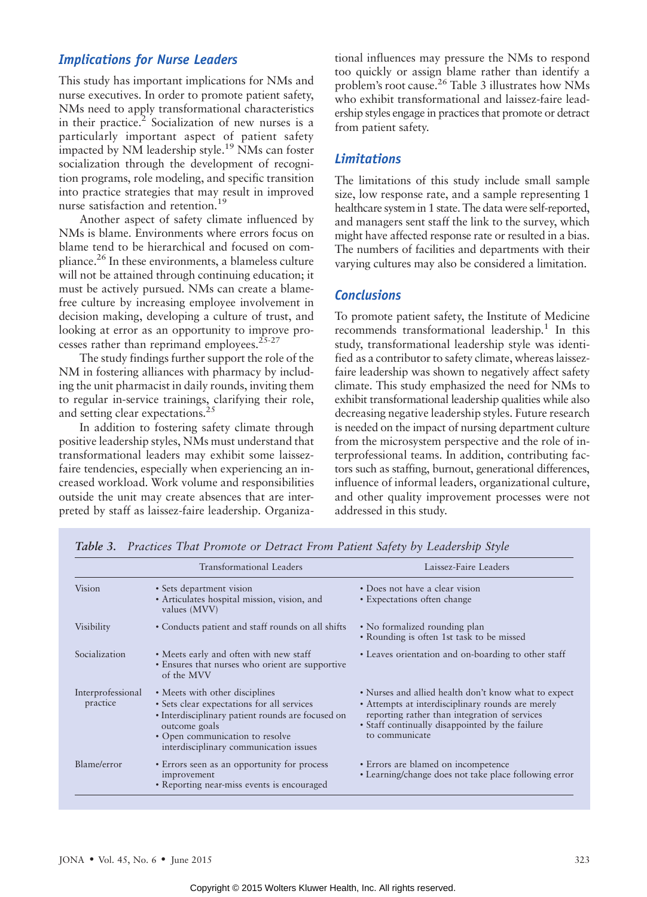## Implications for Nurse Leaders

This study has important implications for NMs and nurse executives. In order to promote patient safety, NMs need to apply transformational characteristics in their practice.[2] Socialization of new nurses is a particularly important aspect of patient safety impacted by NM leadership style.[19] NMs can foster socialization through the development of recognition programs, role modeling, and specific transition into practice strategies that may result in improved nurse satisfaction and retention.[19]

Another aspect of safety climate influenced by NMs is blame. Environments where errors focus on blame tend to be hierarchical and focused on compliance.[26] In these environments, a blameless culture will not be attained through continuing education; it must be actively pursued. NMs can create a blame-free culture by increasing employee involvement in decision making, developing a culture of trust, and looking at error as an opportunity to improve processes rather than reprimand employees.[25-27]

The study findings further support the role of the NM in fostering alliances with pharmacy by including the unit pharmacist in daily rounds, inviting them to regular in-service trainings, clarifying their role, and setting clear expectations.[25]

In addition to fostering safety climate through positive leadership styles, NMs must understand that transformational leaders may exhibit some laissez-faire tendencies, especially when experiencing an increased workload. Work volume and responsibilities outside the unit may create absences that are interpreted by staff as laissez-faire leadership. Organizational influences may pressure the NMs to respond too quickly or assign blame rather than identify a problem's root cause.[26] Table 3 illustrates how NMs who exhibit transformational and laissez-faire leadership styles engage in practices that promote or detract from patient safety.

## Limitations

The limitations of this study include small sample size, low response rate, and a sample representing 1 healthcare system in 1 state. The data were self-reported, and managers sent staff the link to the survey, which might have affected response rate or resulted in a bias. The numbers of facilities and departments with their varying cultures may also be considered a limitation.

## Conclusions

To promote patient safety, the Institute of Medicine recommends transformational leadership.[1] In this study, transformational leadership style was identified as a contributor to safety climate, whereas laissez-faire leadership was shown to negatively affect safety climate. This study emphasized the need for NMs to exhibit transformational leadership qualities while also decreasing negative leadership styles. Future research is needed on the impact of nursing department culture from the microsystem perspective and the role of interprofessional teams. In addition, contributing factors such as staffing, burnout, generational differences, influence of informal leaders, organizational culture, and other quality improvement processes were not addressed in this study.

*Table 3. Practices That Promote or Detract From Patient Safety by Leadership Style*

| | Transformational Leaders | Laissez-Faire Leaders |
|---|---|---|
| Vision | • Sets department vision<br>• Articulates hospital mission, vision, and values (MVV) | • Does not have a clear vision<br>• Expectations often change |
| Visibility | • Conducts patient and staff rounds on all shifts | • No formalized rounding plan<br>• Rounding is often 1st task to be missed |
| Socialization | • Meets early and often with new staff<br>• Ensures that nurses who orient are supportive of the MVV | • Leaves orientation and on-boarding to other staff |
| Interprofessional practice | • Meets with other disciplines<br>• Sets clear expectations for all services<br>• Interdisciplinary patient rounds are focused on outcome goals<br>• Open communication to resolve interdisciplinary communication issues | • Nurses and allied health don't know what to expect<br>• Attempts at interdisciplinary rounds are merely reporting rather than integration of services<br>• Staff continually disappointed by the failure to communicate |
| Blame/error | • Errors seen as an opportunity for process improvement<br>• Reporting near-miss events is encouraged | • Errors are blamed on incompetence<br>• Learning/change does not take place following error |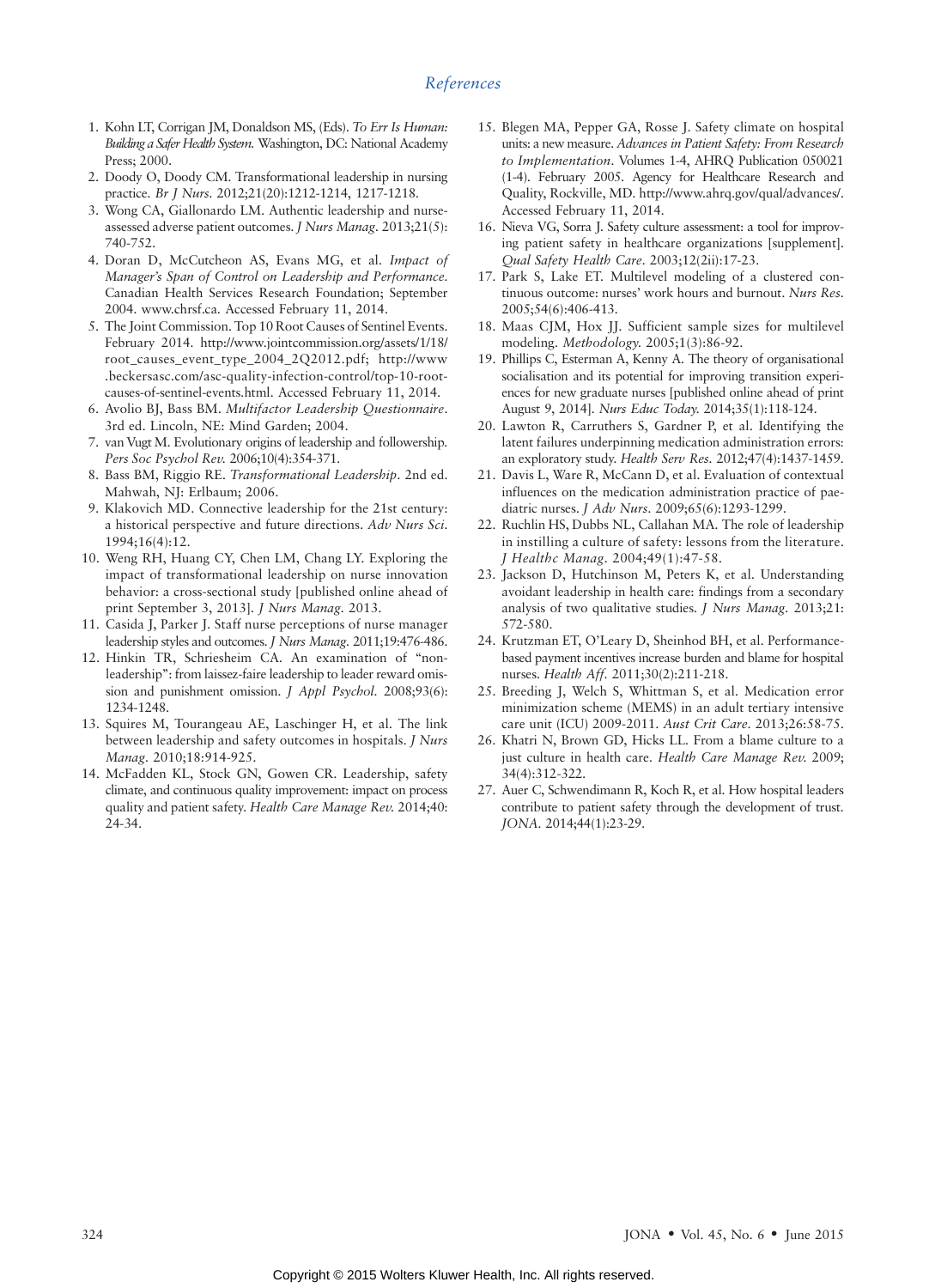## References

1. Kohn LT, Corrigan JM, Donaldson MS, (Eds). *To Err Is Human: Building a Safer Health System.* Washington, DC: National Academy Press; 2000.
2. Doody O, Doody CM. Transformational leadership in nursing practice. *Br J Nurs.* 2012;21(20):1212-1214, 1217-1218.
3. Wong CA, Giallonardo LM. Authentic leadership and nurse-assessed adverse patient outcomes. *J Nurs Manag.* 2013;21(5):740-752.
4. Doran D, McCutcheon AS, Evans MG, et al. *Impact of Manager's Span of Control on Leadership and Performance.* Canadian Health Services Research Foundation; September 2004. www.chrsf.ca. Accessed February 11, 2014.
5. The Joint Commission. Top 10 Root Causes of Sentinel Events. February 2014. http://www.jointcommission.org/assets/1/18/root_causes_event_type_2004_2Q2012.pdf; http://www.beckersasc.com/asc-quality-infection-control/top-10-root-causes-of-sentinel-events.html. Accessed February 11, 2014.
6. Avolio BJ, Bass BM. *Multifactor Leadership Questionnaire.* 3rd ed. Lincoln, NE: Mind Garden; 2004.
7. van Vugt M. Evolutionary origins of leadership and followership. *Pers Soc Psychol Rev.* 2006;10(4):354-371.
8. Bass BM, Riggio RE. *Transformational Leadership.* 2nd ed. Mahwah, NJ: Erlbaum; 2006.
9. Klakovich MD. Connective leadership for the 21st century: a historical perspective and future directions. *Adv Nurs Sci.* 1994;16(4):12.
10. Weng RH, Huang CY, Chen LM, Chang LY. Exploring the impact of transformational leadership on nurse innovation behavior: a cross-sectional study [published online ahead of print September 3, 2013]. *J Nurs Manag.* 2013.
11. Casida J, Parker J. Staff nurse perceptions of nurse manager leadership styles and outcomes. *J Nurs Manag.* 2011;19:476-486.
12. Hinkin TR, Schriesheim CA. An examination of "non-leadership": from laissez-faire leadership to leader reward omission and punishment omission. *J Appl Psychol.* 2008;93(6):1234-1248.
13. Squires M, Tourangeau AE, Laschinger H, et al. The link between leadership and safety outcomes in hospitals. *J Nurs Manag.* 2010;18:914-925.
14. McFadden KL, Stock GN, Gowen CR. Leadership, safety climate, and continuous quality improvement: impact on process quality and patient safety. *Health Care Manage Rev.* 2014;40:24-34.
15. Blegen MA, Pepper GA, Rosse J. Safety climate on hospital units: a new measure. *Advances in Patient Safety: From Research to Implementation.* Volumes 1-4, AHRQ Publication 050021 (1-4). February 2005. Agency for Healthcare Research and Quality, Rockville, MD. http://www.ahrq.gov/qual/advances/. Accessed February 11, 2014.
16. Nieva VG, Sorra J. Safety culture assessment: a tool for improving patient safety in healthcare organizations [supplement]. *Qual Safety Health Care.* 2003;12(2ii):17-23.
17. Park S, Lake ET. Multilevel modeling of a clustered continuous outcome: nurses' work hours and burnout. *Nurs Res.* 2005;54(6):406-413.
18. Maas CJM, Hox JJ. Sufficient sample sizes for multilevel modeling. *Methodology.* 2005;1(3):86-92.
19. Phillips C, Esterman A, Kenny A. The theory of organisational socialisation and its potential for improving transition experiences for new graduate nurses [published online ahead of print August 9, 2014]. *Nurs Educ Today.* 2014;35(1):118-124.
20. Lawton R, Carruthers S, Gardner P, et al. Identifying the latent failures underpinning medication administration errors: an exploratory study. *Health Serv Res.* 2012;47(4):1437-1459.
21. Davis L, Ware R, McCann D, et al. Evaluation of contextual influences on the medication administration practice of paediatric nurses. *J Adv Nurs.* 2009;65(6):1293-1299.
22. Ruchlin HS, Dubbs NL, Callahan MA. The role of leadership in instilling a culture of safety: lessons from the literature. *J Healthc Manag.* 2004;49(1):47-58.
23. Jackson D, Hutchinson M, Peters K, et al. Understanding avoidant leadership in health care: findings from a secondary analysis of two qualitative studies. *J Nurs Manag.* 2013;21:572-580.
24. Krutzman ET, O'Leary D, Sheinhod BH, et al. Performance-based payment incentives increase burden and blame for hospital nurses. *Health Aff.* 2011;30(2):211-218.
25. Breeding J, Welch S, Whittman S, et al. Medication error minimization scheme (MEMS) in an adult tertiary intensive care unit (ICU) 2009-2011. *Aust Crit Care.* 2013;26:58-75.
26. Khatri N, Brown GD, Hicks LL. From a blame culture to a just culture in health care. *Health Care Manage Rev.* 2009;34(4):312-322.
27. Auer C, Schwendimann R, Koch R, et al. How hospital leaders contribute to patient safety through the development of trust. *JONA.* 2014;44(1):23-29.

Copyright © 2015 Wolters Kluwer Health, Inc. All rights reserved.